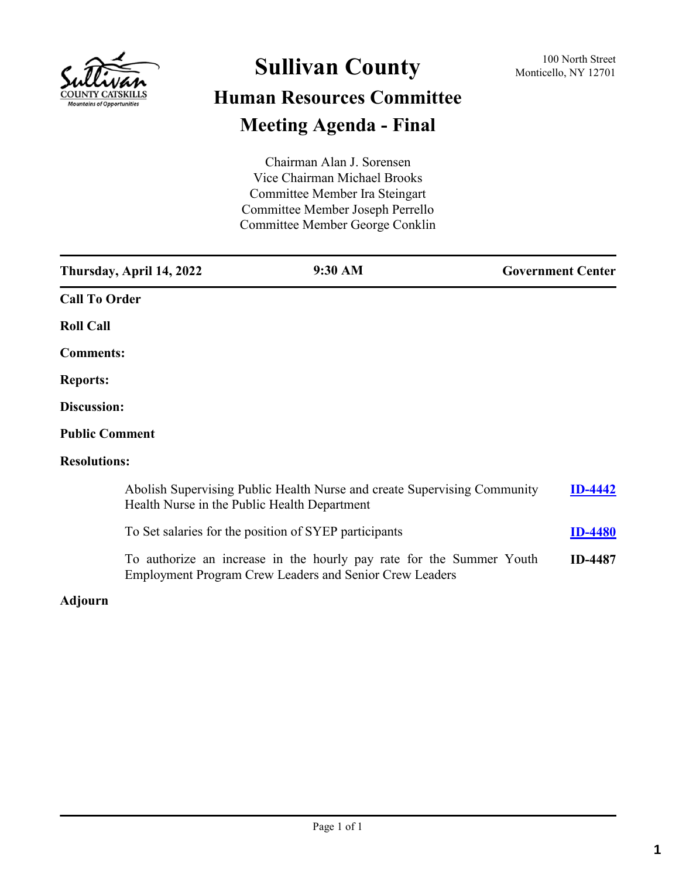# Sullivan County

100 North Street
Monticello, NY 12701

## Human Resources Committee

## Meeting Agenda - Final

Chairman Alan J. Sorensen
Vice Chairman Michael Brooks
Committee Member Ira Steingart
Committee Member Joseph Perrello
Committee Member George Conklin

**Thursday, April 14, 2022** | **9:30 AM** | **Government Center**

**Call To Order**

**Roll Call**

**Comments:**

**Reports:**

**Discussion:**

**Public Comment**

**Resolutions:**

| Resolution | ID |
|---|---|
| Abolish Supervising Public Health Nurse and create Supervising Community Health Nurse in the Public Health Department | **ID-4442** |
| To Set salaries for the position of SYEP participants | **ID-4480** |
| To authorize an increase in the hourly pay rate for the Summer Youth Employment Program Crew Leaders and Senior Crew Leaders | **ID-4487** |

**Adjourn**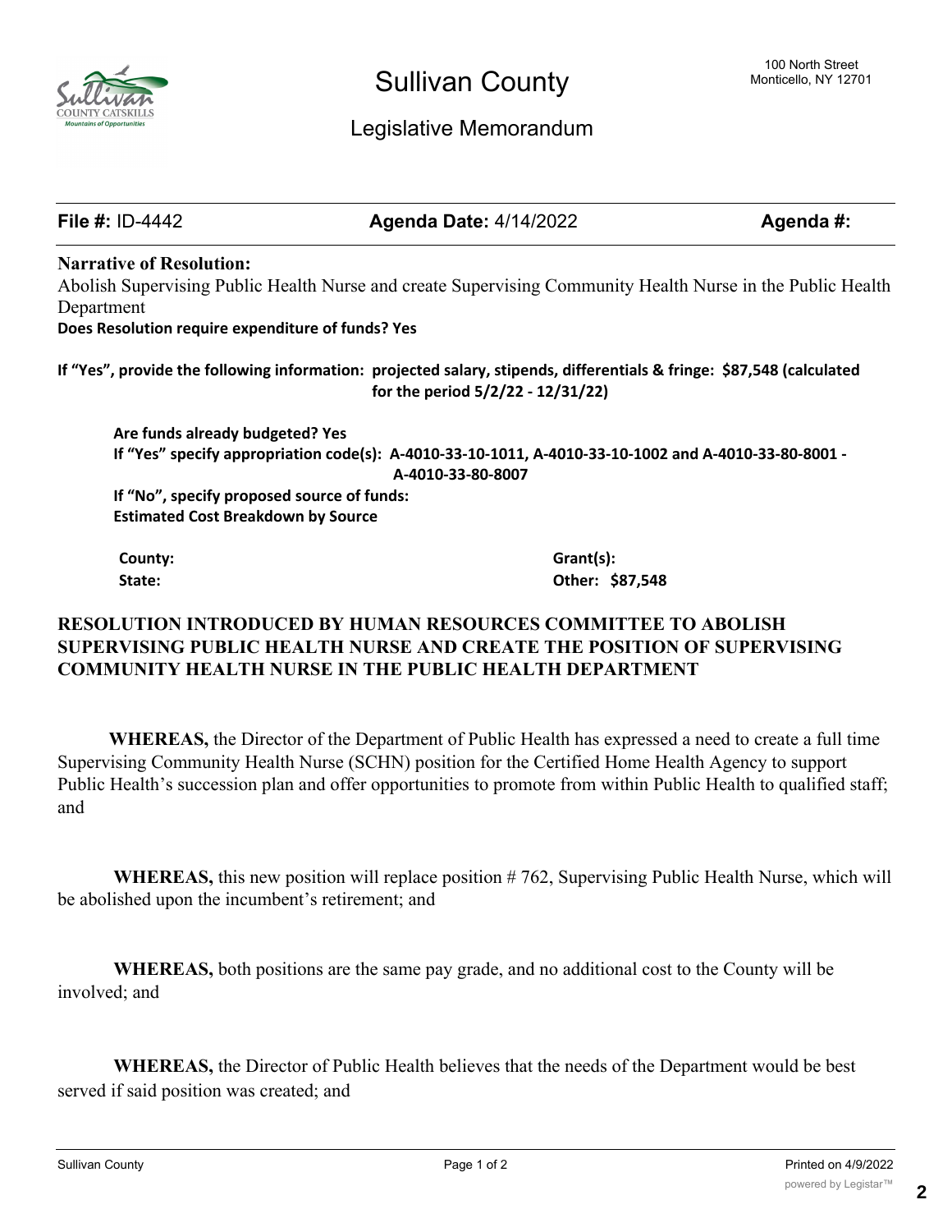# Sullivan County

## Legislative Memorandum

100 North Street
Monticello, NY 12701

| **File #:** ID-4442 | **Agenda Date:** 4/14/2022 | **Agenda #:** |
|---|---|---|

**Narrative of Resolution:**

Abolish Supervising Public Health Nurse and create Supervising Community Health Nurse in the Public Health Department

**Does Resolution require expenditure of funds? Yes**

**If "Yes", provide the following information: projected salary, stipends, differentials & fringe: $87,548 (calculated for the period 5/2/22 - 12/31/22)**

**Are funds already budgeted? Yes**

**If "Yes" specify appropriation code(s): A-4010-33-10-1011, A-4010-33-10-1002 and A-4010-33-80-8001 - A-4010-33-80-8007**

**If "No", specify proposed source of funds:**

**Estimated Cost Breakdown by Source**

| **County:** | **Grant(s):** |
|---|---|
| **State:** | **Other: $87,548** |

**RESOLUTION INTRODUCED BY HUMAN RESOURCES COMMITTEE TO ABOLISH SUPERVISING PUBLIC HEALTH NURSE AND CREATE THE POSITION OF SUPERVISING COMMUNITY HEALTH NURSE IN THE PUBLIC HEALTH DEPARTMENT**

**WHEREAS,** the Director of the Department of Public Health has expressed a need to create a full time Supervising Community Health Nurse (SCHN) position for the Certified Home Health Agency to support Public Health's succession plan and offer opportunities to promote from within Public Health to qualified staff; and

**WHEREAS,** this new position will replace position # 762, Supervising Public Health Nurse, which will be abolished upon the incumbent's retirement; and

**WHEREAS,** both positions are the same pay grade, and no additional cost to the County will be involved; and

**WHEREAS,** the Director of Public Health believes that the needs of the Department would be best served if said position was created; and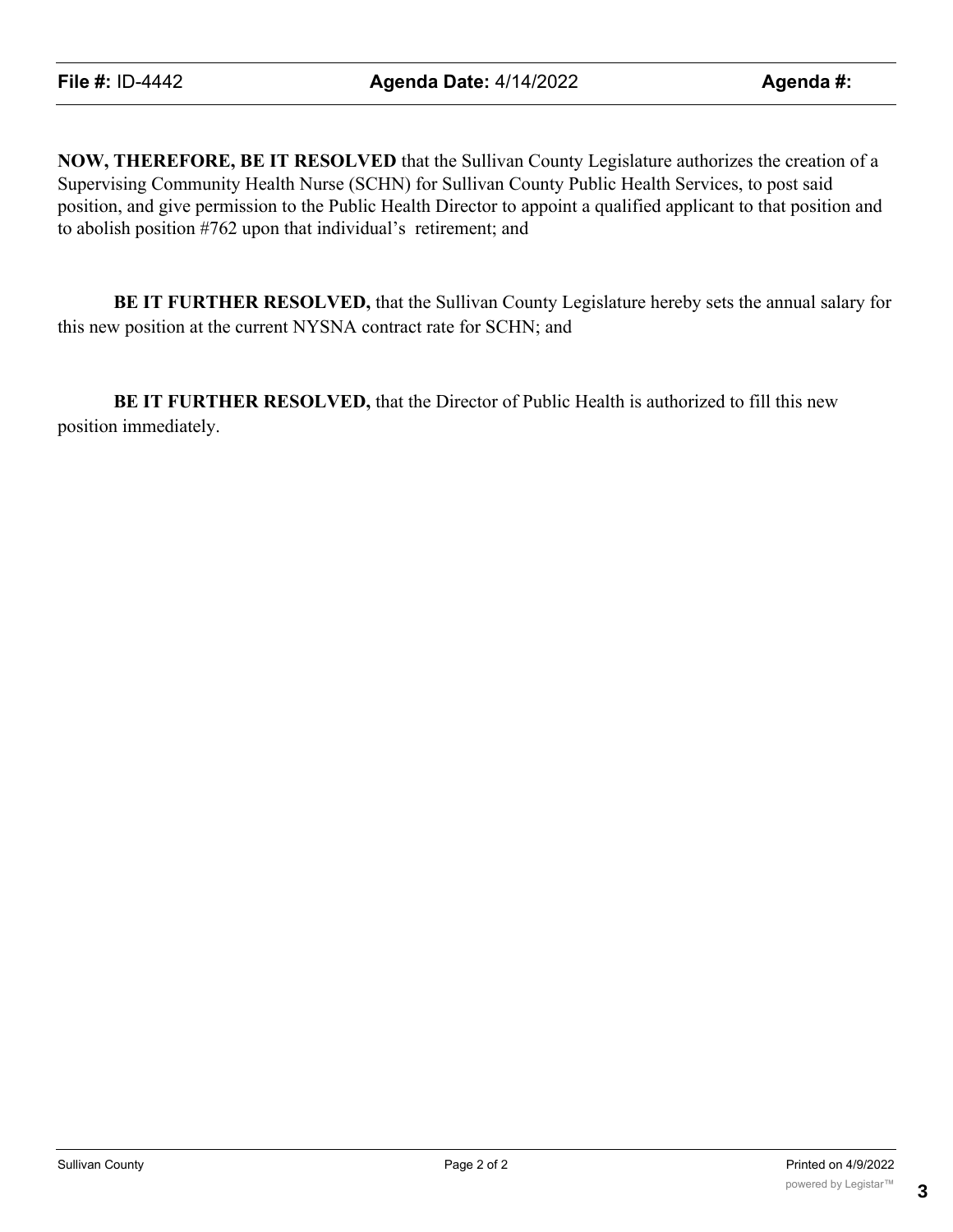**File #:** ID-4442 **Agenda Date:** 4/14/2022 **Agenda #:**

**NOW, THEREFORE, BE IT RESOLVED** that the Sullivan County Legislature authorizes the creation of a Supervising Community Health Nurse (SCHN) for Sullivan County Public Health Services, to post said position, and give permission to the Public Health Director to appoint a qualified applicant to that position and to abolish position #762 upon that individual's retirement; and

**BE IT FURTHER RESOLVED,** that the Sullivan County Legislature hereby sets the annual salary for this new position at the current NYSNA contract rate for SCHN; and

**BE IT FURTHER RESOLVED,** that the Director of Public Health is authorized to fill this new position immediately.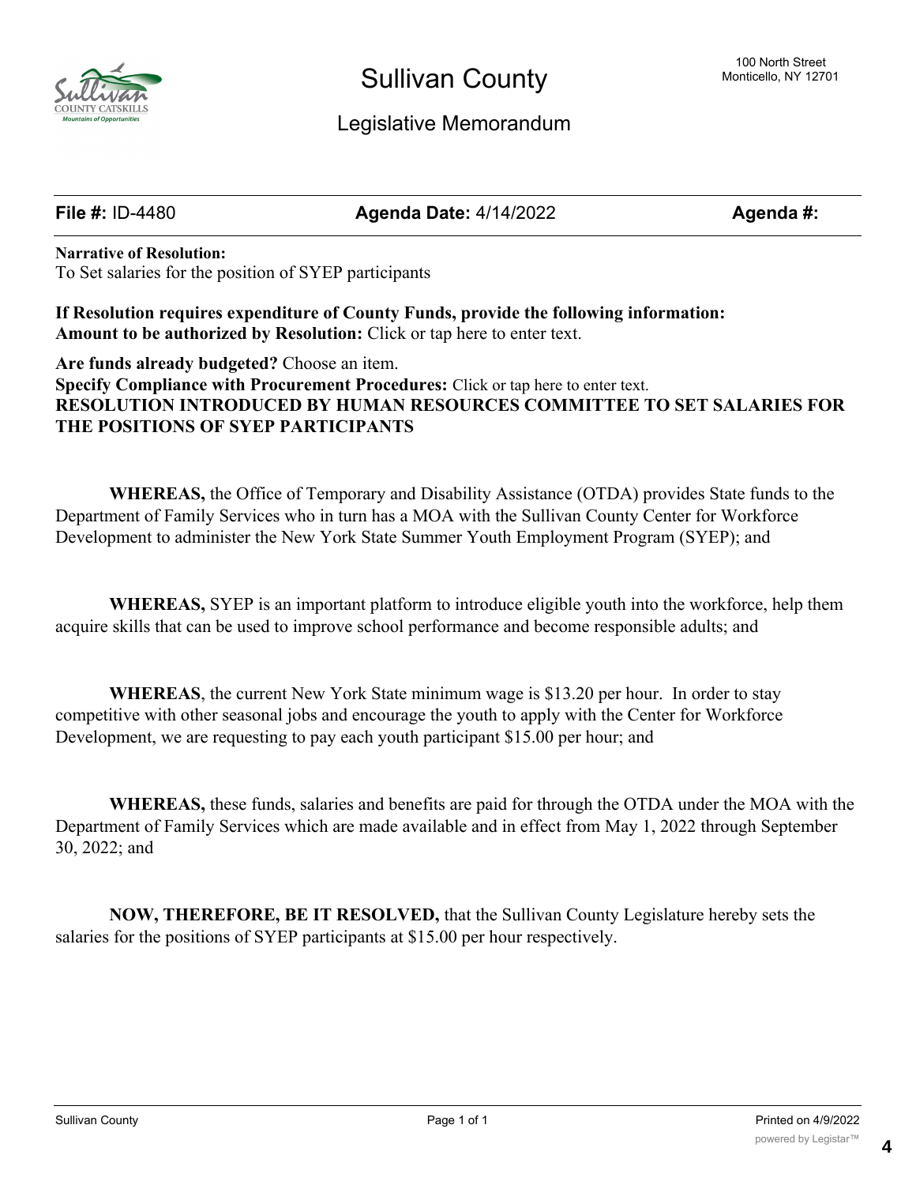# Sullivan County

100 North Street
Monticello, NY 12701

## Legislative Memorandum

**File #:** ID-4480 **Agenda Date:** 4/14/2022 **Agenda #:**

**Narrative of Resolution:**
To Set salaries for the position of SYEP participants

**If Resolution requires expenditure of County Funds, provide the following information:**
**Amount to be authorized by Resolution:** Click or tap here to enter text.

**Are funds already budgeted?** Choose an item.
**Specify Compliance with Procurement Procedures:** Click or tap here to enter text.
**RESOLUTION INTRODUCED BY HUMAN RESOURCES COMMITTEE TO SET SALARIES FOR THE POSITIONS OF SYEP PARTICIPANTS**

**WHEREAS,** the Office of Temporary and Disability Assistance (OTDA) provides State funds to the Department of Family Services who in turn has a MOA with the Sullivan County Center for Workforce Development to administer the New York State Summer Youth Employment Program (SYEP); and

**WHEREAS,** SYEP is an important platform to introduce eligible youth into the workforce, help them acquire skills that can be used to improve school performance and become responsible adults; and

**WHEREAS**, the current New York State minimum wage is $13.20 per hour. In order to stay competitive with other seasonal jobs and encourage the youth to apply with the Center for Workforce Development, we are requesting to pay each youth participant $15.00 per hour; and

**WHEREAS,** these funds, salaries and benefits are paid for through the OTDA under the MOA with the Department of Family Services which are made available and in effect from May 1, 2022 through September 30, 2022; and

**NOW, THEREFORE, BE IT RESOLVED,** that the Sullivan County Legislature hereby sets the salaries for the positions of SYEP participants at $15.00 per hour respectively.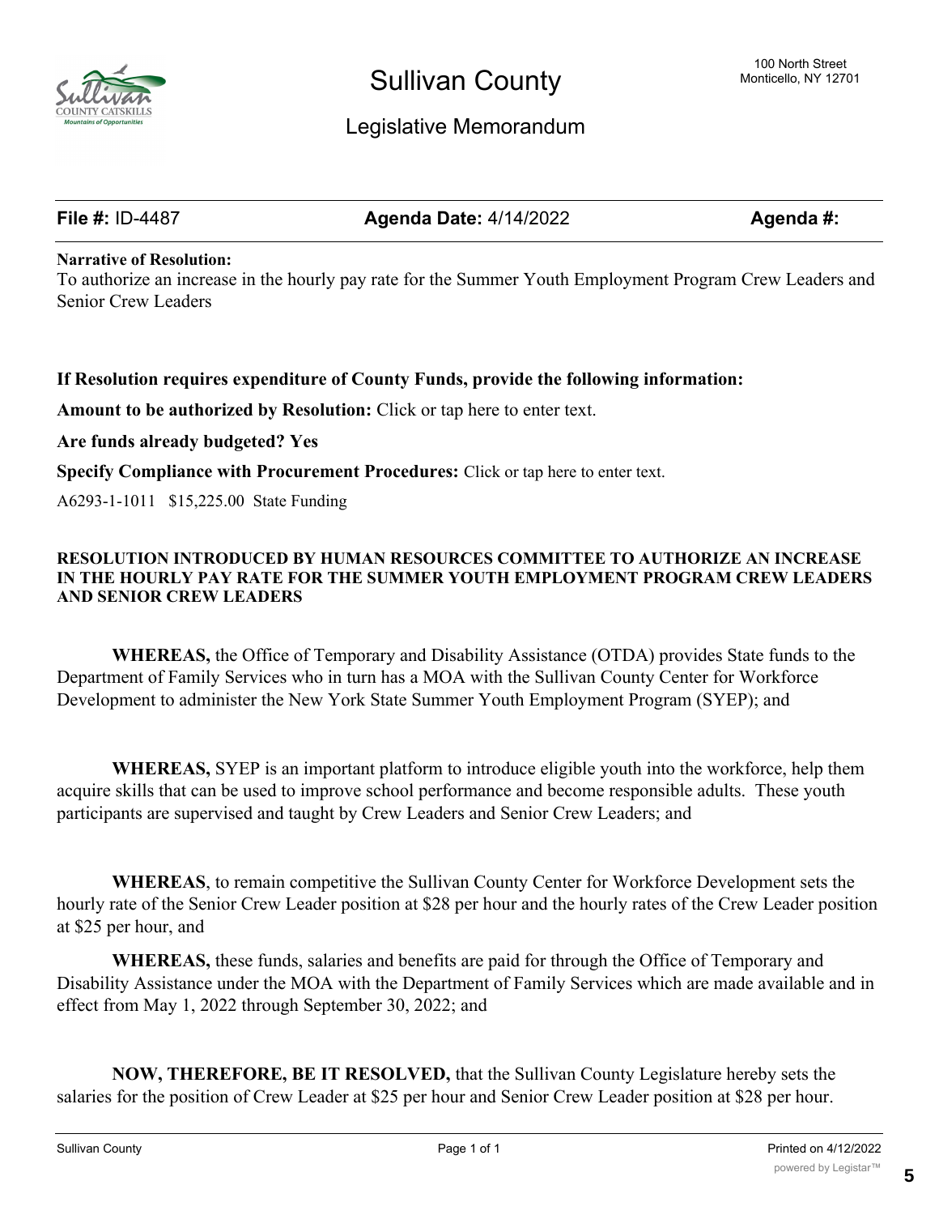# Sullivan County

100 North Street
Monticello, NY 12701

## Legislative Memorandum

**File #:** ID-4487 **Agenda Date:** 4/14/2022 **Agenda #:**

**Narrative of Resolution:**
To authorize an increase in the hourly pay rate for the Summer Youth Employment Program Crew Leaders and Senior Crew Leaders

**If Resolution requires expenditure of County Funds, provide the following information:**

**Amount to be authorized by Resolution:** Click or tap here to enter text.

**Are funds already budgeted? Yes**

**Specify Compliance with Procurement Procedures:** Click or tap here to enter text.

A6293-1-1011 $15,225.00 State Funding

**RESOLUTION INTRODUCED BY HUMAN RESOURCES COMMITTEE TO AUTHORIZE AN INCREASE IN THE HOURLY PAY RATE FOR THE SUMMER YOUTH EMPLOYMENT PROGRAM CREW LEADERS AND SENIOR CREW LEADERS**

**WHEREAS,** the Office of Temporary and Disability Assistance (OTDA) provides State funds to the Department of Family Services who in turn has a MOA with the Sullivan County Center for Workforce Development to administer the New York State Summer Youth Employment Program (SYEP); and

**WHEREAS,** SYEP is an important platform to introduce eligible youth into the workforce, help them acquire skills that can be used to improve school performance and become responsible adults. These youth participants are supervised and taught by Crew Leaders and Senior Crew Leaders; and

**WHEREAS**, to remain competitive the Sullivan County Center for Workforce Development sets the hourly rate of the Senior Crew Leader position at $28 per hour and the hourly rates of the Crew Leader position at $25 per hour, and

**WHEREAS,** these funds, salaries and benefits are paid for through the Office of Temporary and Disability Assistance under the MOA with the Department of Family Services which are made available and in effect from May 1, 2022 through September 30, 2022; and

**NOW, THEREFORE, BE IT RESOLVED,** that the Sullivan County Legislature hereby sets the salaries for the position of Crew Leader at $25 per hour and Senior Crew Leader position at $28 per hour.